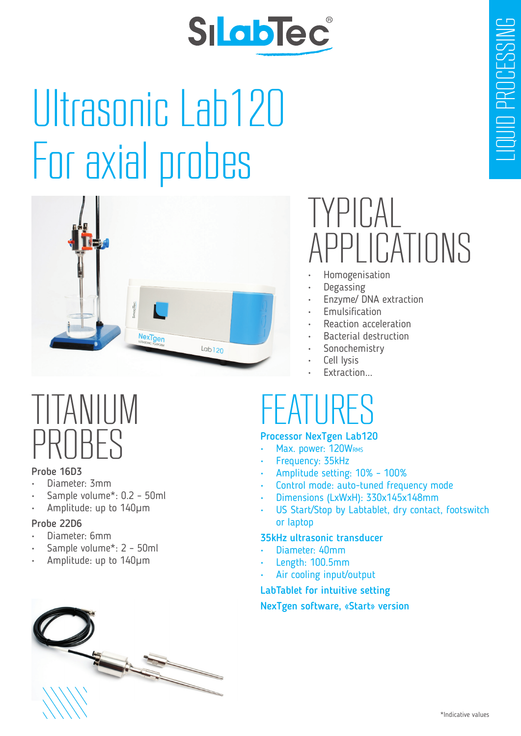SiLabTec®

LIQUID PROCESSING

# Ultrasonic Lab120
# For axial probes

## TYPICAL APPLICATIONS

- Homogenisation
- Degassing
- Enzyme/ DNA extraction
- Emulsification
- Reaction acceleration
- Bacterial destruction
- Sonochemistry
- Cell lysis
- Extraction...

## TITANIUM PROBES

**Probe 16D3**

- Diameter: 3mm
- Sample volume*: 0.2 – 50ml
- Amplitude: up to 140µm

**Probe 22D6**

- Diameter: 6mm
- Sample volume*: 2 – 50ml
- Amplitude: up to 140µm

## FEATURES

**Processor NexTgen Lab120**

- Max. power: 120W$_{RMS}$
- Frequency: 35kHz
- Amplitude setting: 10% – 100%
- Control mode: auto-tuned frequency mode
- Dimensions (LxWxH): 330x145x148mm
- US Start/Stop by Labtablet, dry contact, footswitch or laptop

**35kHz ultrasonic transducer**

- Diameter: 40mm
- Length: 100.5mm
- Air cooling input/output

**LabTablet for intuitive setting**

**NexTgen software, «Start» version**

*Indicative values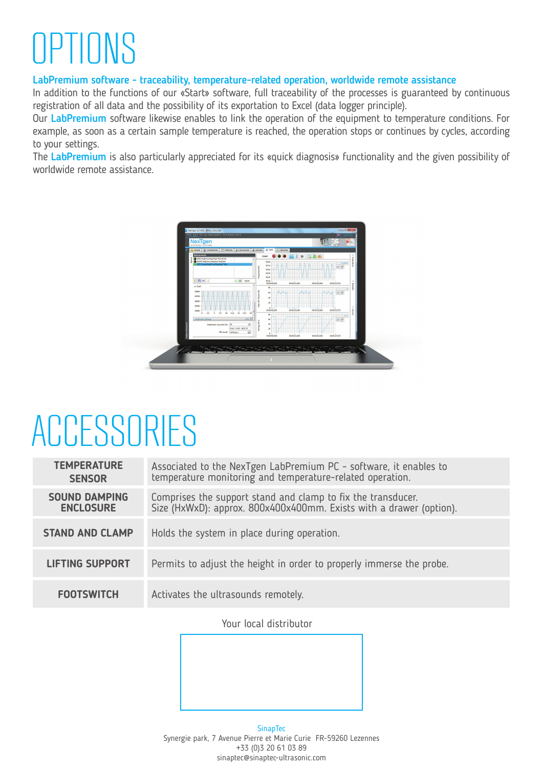# OPTIONS

## LabPremium software – traceability, temperature-related operation, worldwide remote assistance

In addition to the functions of our «Start» software, full traceability of the processes is guaranteed by continuous registration of all data and the possibility of its exportation to Excel (data logger principle).

Our **LabPremium** software likewise enables to link the operation of the equipment to temperature conditions. For example, as soon as a certain sample temperature is reached, the operation stops or continues by cycles, according to your settings.

The **LabPremium** is also particularly appreciated for its «quick diagnosis» functionality and the given possibility of worldwide remote assistance.

# ACCESSORIES

| | |
|---|---|
| **TEMPERATURE SENSOR** | Associated to the NexTgen LabPremium PC - software, it enables to temperature monitoring and temperature-related operation. |
| **SOUND DAMPING ENCLOSURE** | Comprises the support stand and clamp to fix the transducer. Size (HxWxD): approx. 800x400x400mm. Exists with a drawer (option). |
| **STAND AND CLAMP** | Holds the system in place during operation. |
| **LIFTING SUPPORT** | Permits to adjust the height in order to properly immerse the probe. |
| **FOOTSWITCH** | Activates the ultrasounds remotely. |

Your local distributor

SinapTec
Synergie park, 7 Avenue Pierre et Marie Curie FR-59260 Lezennes
+33 (0)3 20 61 03 89
sinaptec@sinaptec-ultrasonic.com